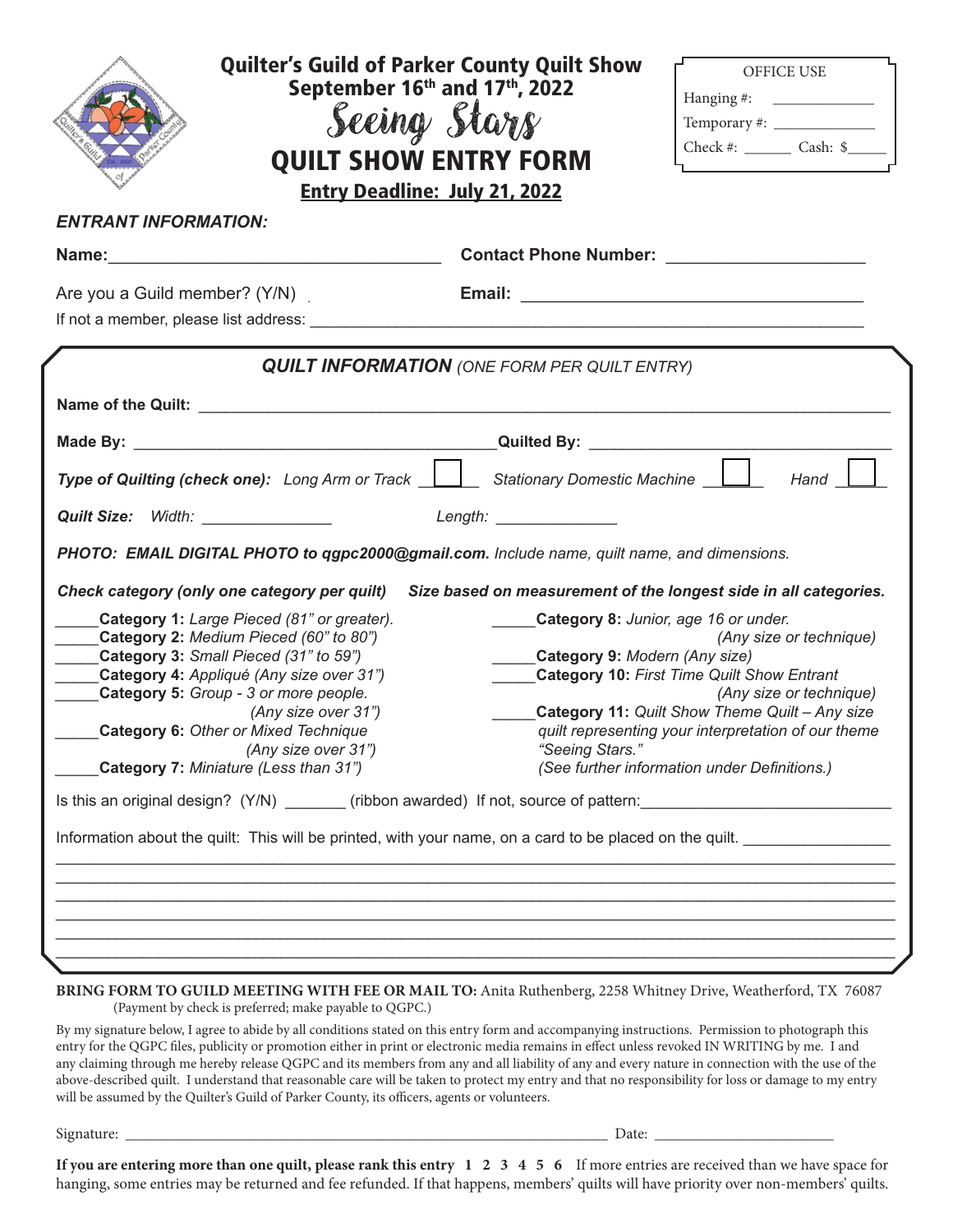# Quilter's Guild of Parker County Quilt Show

## September 16th and 17th, 2022

## Seeing Stars

# QUILT SHOW ENTRY FORM

**Entry Deadline: July 21, 2022**

| OFFICE USE |
|---|
| Hanging #: ____________ |
| Temporary #: ____________ |
| Check #: ______ Cash: $_____ |

***ENTRANT INFORMATION:***

**Name:**___________________________________ **Contact Phone Number:** ____________________

Are you a Guild member? (Y/N) **Email:** ____________________________________

If not a member, please list address: ______________________________________________________________

***QUILT INFORMATION*** *(ONE FORM PER QUILT ENTRY)*

**Name of the Quilt:** ________________________________________________________________________

**Made By:** ________________________________________**Quilted By:** __________________________________

***Type of Quilting (check one):*** *Long Arm or Track* ☐ *Stationary Domestic Machine* ☐ *Hand* ☐

***Quilt Size:*** *Width:* _______________ *Length:* ______________

***PHOTO: EMAIL DIGITAL PHOTO to qgpc2000@gmail.com.*** *Include name, quilt name, and dimensions.*

***Check category (only one category per quilt)*** ***Size based on measurement of the longest side in all categories.***

_____**Category 1:** *Large Pieced (81" or greater).*
_____**Category 2:** *Medium Pieced (60" to 80")*
_____**Category 3:** *Small Pieced (31" to 59")*
_____**Category 4:** *Appliqué (Any size over 31")*
_____**Category 5:** *Group - 3 or more people. (Any size over 31")*
_____**Category 6:** *Other or Mixed Technique (Any size over 31")*
_____**Category 7:** *Miniature (Less than 31")*
_____**Category 8:** *Junior, age 16 or under. (Any size or technique)*
_____**Category 9:** *Modern (Any size)*
_____**Category 10:** *First Time Quilt Show Entrant (Any size or technique)*
_____**Category 11:** *Quilt Show Theme Quilt – Any size quilt representing your interpretation of our theme "Seeing Stars." (See further information under Definitions.)*

Is this an original design? (Y/N) _______ (ribbon awarded) If not, source of pattern:____________________________

Information about the quilt: This will be printed, with your name, on a card to be placed on the quilt. ________________

______________________________________________________________________________________________
______________________________________________________________________________________________
______________________________________________________________________________________________
______________________________________________________________________________________________
______________________________________________________________________________________________
______________________________________________________________________________________________

**BRING FORM TO GUILD MEETING WITH FEE OR MAIL TO:** Anita Ruthenberg, 2258 Whitney Drive, Weatherford, TX 76087
(Payment by check is preferred; make payable to QGPC.)

By my signature below, I agree to abide by all conditions stated on this entry form and accompanying instructions. Permission to photograph this entry for the QGPC files, publicity or promotion either in print or electronic media remains in effect unless revoked IN WRITING by me. I and any claiming through me hereby release QGPC and its members from any and all liability of any and every nature in connection with the use of the above-described quilt. I understand that reasonable care will be taken to protect my entry and that no responsibility for loss or damage to my entry will be assumed by the Quilter's Guild of Parker County, its officers, agents or volunteers.

Signature: _______________________________________________________________ Date: _______________________

**If you are entering more than one quilt, please rank this entry 1 2 3 4 5 6** If more entries are received than we have space for hanging, some entries may be returned and fee refunded. If that happens, members' quilts will have priority over non-members' quilts.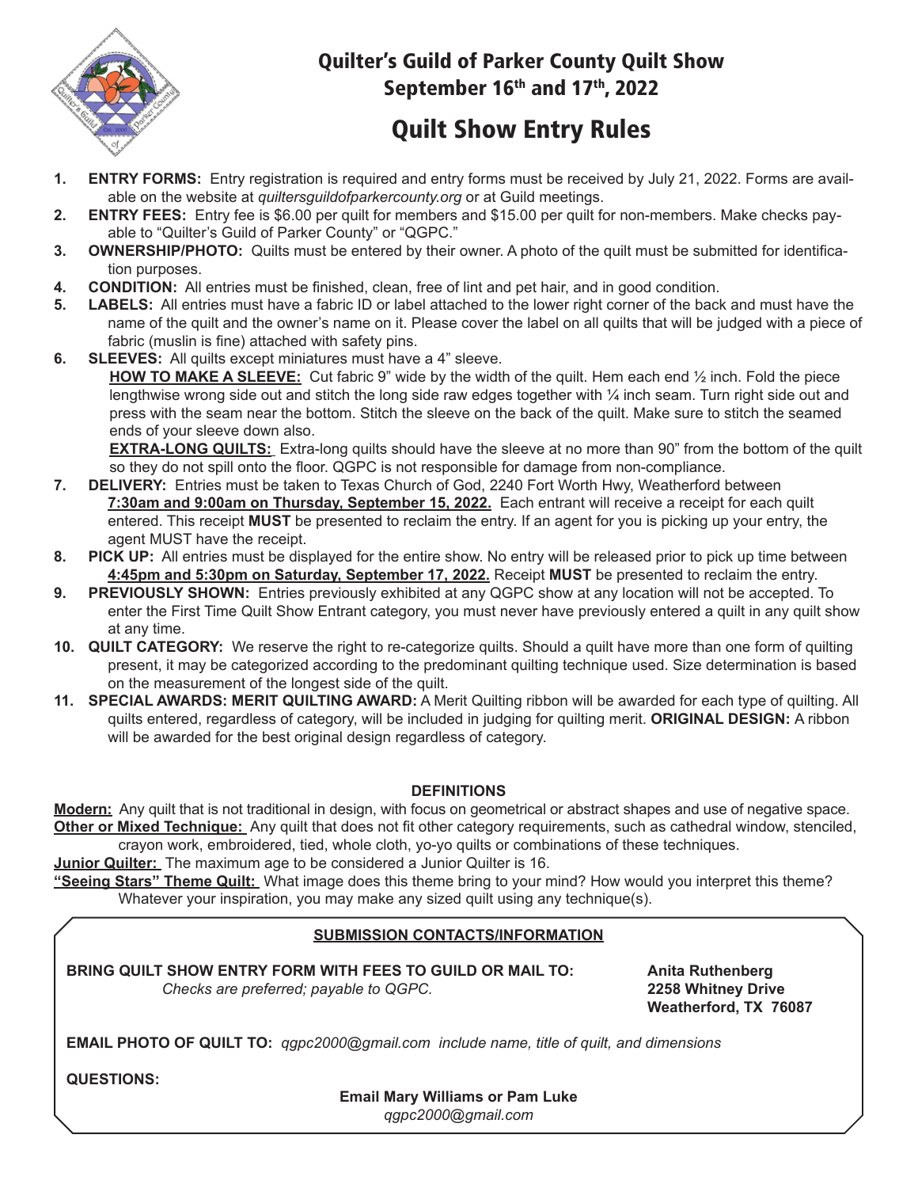# Quilter's Guild of Parker County Quilt Show

## September 16th and 17th, 2022

# Quilt Show Entry Rules

1. **ENTRY FORMS:** Entry registration is required and entry forms must be received by July 21, 2022. Forms are available on the website at *quiltersguildofparkercounty.org* or at Guild meetings.
2. **ENTRY FEES:** Entry fee is $6.00 per quilt for members and $15.00 per quilt for non-members. Make checks payable to "Quilter's Guild of Parker County" or "QGPC."
3. **OWNERSHIP/PHOTO:** Quilts must be entered by their owner. A photo of the quilt must be submitted for identification purposes.
4. **CONDITION:** All entries must be finished, clean, free of lint and pet hair, and in good condition.
5. **LABELS:** All entries must have a fabric ID or label attached to the lower right corner of the back and must have the name of the quilt and the owner's name on it. Please cover the label on all quilts that will be judged with a piece of fabric (muslin is fine) attached with safety pins.
6. **SLEEVES:** All quilts except miniatures must have a 4" sleeve.
   **HOW TO MAKE A SLEEVE:** Cut fabric 9" wide by the width of the quilt. Hem each end ½ inch. Fold the piece lengthwise wrong side out and stitch the long side raw edges together with ¼ inch seam. Turn right side out and press with the seam near the bottom. Stitch the sleeve on the back of the quilt. Make sure to stitch the seamed ends of your sleeve down also.
   **EXTRA-LONG QUILTS:** Extra-long quilts should have the sleeve at no more than 90" from the bottom of the quilt so they do not spill onto the floor. QGPC is not responsible for damage from non-compliance.
7. **DELIVERY:** Entries must be taken to Texas Church of God, 2240 Fort Worth Hwy, Weatherford between **7:30am and 9:00am on Thursday, September 15, 2022.** Each entrant will receive a receipt for each quilt entered. This receipt **MUST** be presented to reclaim the entry. If an agent for you is picking up your entry, the agent MUST have the receipt.
8. **PICK UP:** All entries must be displayed for the entire show. No entry will be released prior to pick up time between **4:45pm and 5:30pm on Saturday, September 17, 2022.** Receipt **MUST** be presented to reclaim the entry.
9. **PREVIOUSLY SHOWN:** Entries previously exhibited at any QGPC show at any location will not be accepted. To enter the First Time Quilt Show Entrant category, you must never have previously entered a quilt in any quilt show at any time.
10. **QUILT CATEGORY:** We reserve the right to re-categorize quilts. Should a quilt have more than one form of quilting present, it may be categorized according to the predominant quilting technique used. Size determination is based on the measurement of the longest side of the quilt.
11. **SPECIAL AWARDS: MERIT QUILTING AWARD:** A Merit Quilting ribbon will be awarded for each type of quilting. All quilts entered, regardless of category, will be included in judging for quilting merit. **ORIGINAL DESIGN:** A ribbon will be awarded for the best original design regardless of category.

### DEFINITIONS

**Modern:** Any quilt that is not traditional in design, with focus on geometrical or abstract shapes and use of negative space.

**Other or Mixed Technique:** Any quilt that does not fit other category requirements, such as cathedral window, stenciled, crayon work, embroidered, tied, whole cloth, yo-yo quilts or combinations of these techniques.

**Junior Quilter:** The maximum age to be considered a Junior Quilter is 16.

**"Seeing Stars" Theme Quilt:** What image does this theme bring to your mind? How would you interpret this theme? Whatever your inspiration, you may make any sized quilt using any technique(s).

### SUBMISSION CONTACTS/INFORMATION

**BRING QUILT SHOW ENTRY FORM WITH FEES TO GUILD OR MAIL TO:**
*Checks are preferred; payable to QGPC.*

**Anita Ruthenberg**
**2258 Whitney Drive**
**Weatherford, TX 76087**

**EMAIL PHOTO OF QUILT TO:** *qgpc2000@gmail.com include name, title of quilt, and dimensions*

**QUESTIONS:**

**Email Mary Williams or Pam Luke**
*qgpc2000@gmail.com*